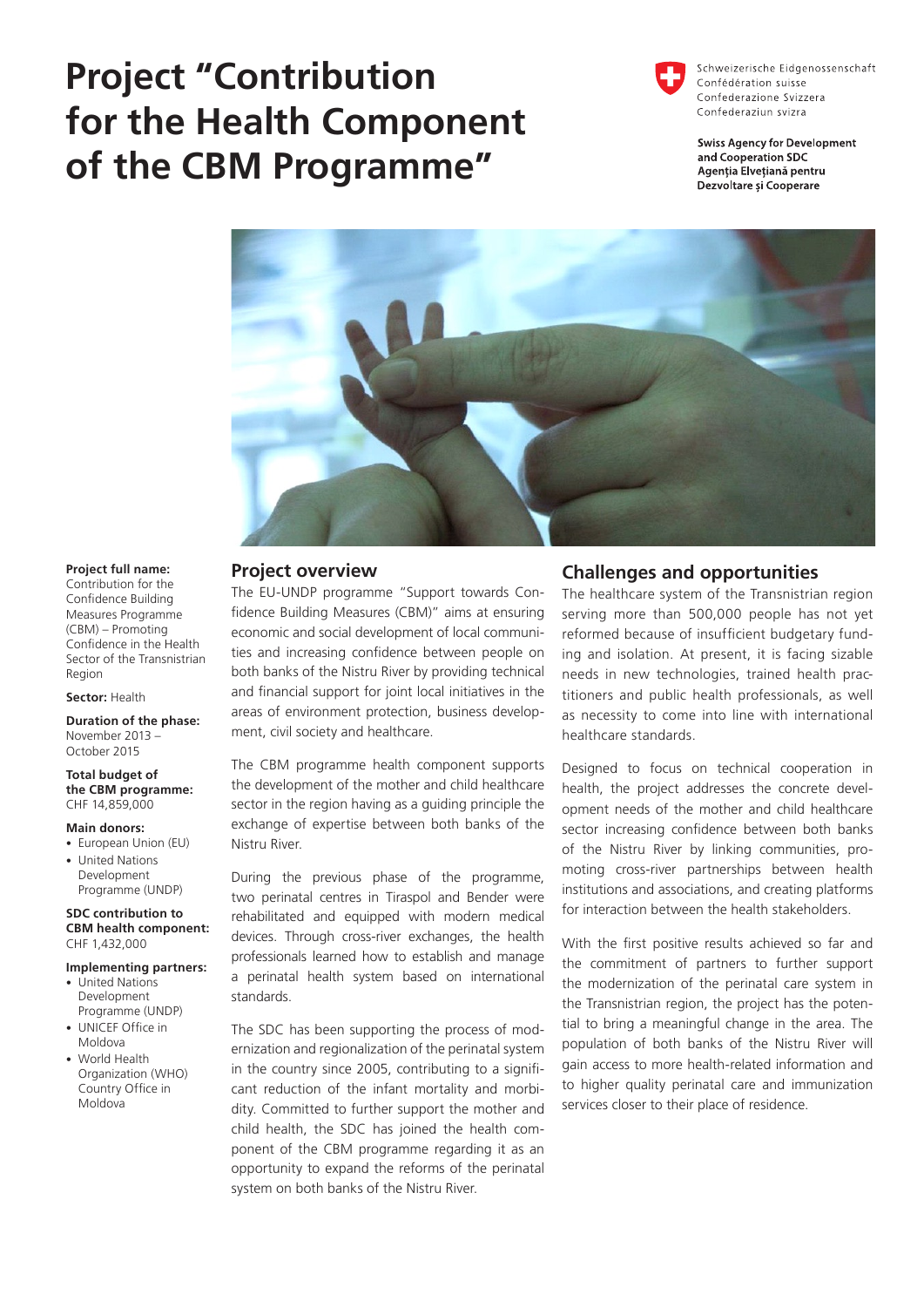# Project "Contribution for the Health Component of the CBM Programme"

Schweizerische Eidgenossenschaft
Confédération suisse
Confederazione Svizzera
Confederaziun svizra

**Swiss Agency for Development and Cooperation SDC**
**Agenția Elvețiană pentru Dezvoltare și Cooperare**

**Project full name:**
Contribution for the Confidence Building Measures Programme (CBM) – Promoting Confidence in the Health Sector of the Transnistrian Region

**Sector:** Health

**Duration of the phase:**
November 2013 – October 2015

**Total budget of the CBM programme:**
CHF 14,859,000

**Main donors:**
- European Union (EU)
- United Nations Development Programme (UNDP)

**SDC contribution to CBM health component:**
CHF 1,432,000

**Implementing partners:**
- United Nations Development Programme (UNDP)
- UNICEF Office in Moldova
- World Health Organization (WHO) Country Office in Moldova

## Project overview

The EU-UNDP programme "Support towards Confidence Building Measures (CBM)" aims at ensuring economic and social development of local communities and increasing confidence between people on both banks of the Nistru River by providing technical and financial support for joint local initiatives in the areas of environment protection, business development, civil society and healthcare.

The CBM programme health component supports the development of the mother and child healthcare sector in the region having as a guiding principle the exchange of expertise between both banks of the Nistru River.

During the previous phase of the programme, two perinatal centres in Tiraspol and Bender were rehabilitated and equipped with modern medical devices. Through cross-river exchanges, the health professionals learned how to establish and manage a perinatal health system based on international standards.

The SDC has been supporting the process of modernization and regionalization of the perinatal system in the country since 2005, contributing to a significant reduction of the infant mortality and morbidity. Committed to further support the mother and child health, the SDC has joined the health component of the CBM programme regarding it as an opportunity to expand the reforms of the perinatal system on both banks of the Nistru River.

## Challenges and opportunities

The healthcare system of the Transnistrian region serving more than 500,000 people has not yet reformed because of insufficient budgetary funding and isolation. At present, it is facing sizable needs in new technologies, trained health practitioners and public health professionals, as well as necessity to come into line with international healthcare standards.

Designed to focus on technical cooperation in health, the project addresses the concrete development needs of the mother and child healthcare sector increasing confidence between both banks of the Nistru River by linking communities, promoting cross-river partnerships between health institutions and associations, and creating platforms for interaction between the health stakeholders.

With the first positive results achieved so far and the commitment of partners to further support the modernization of the perinatal care system in the Transnistrian region, the project has the potential to bring a meaningful change in the area. The population of both banks of the Nistru River will gain access to more health-related information and to higher quality perinatal care and immunization services closer to their place of residence.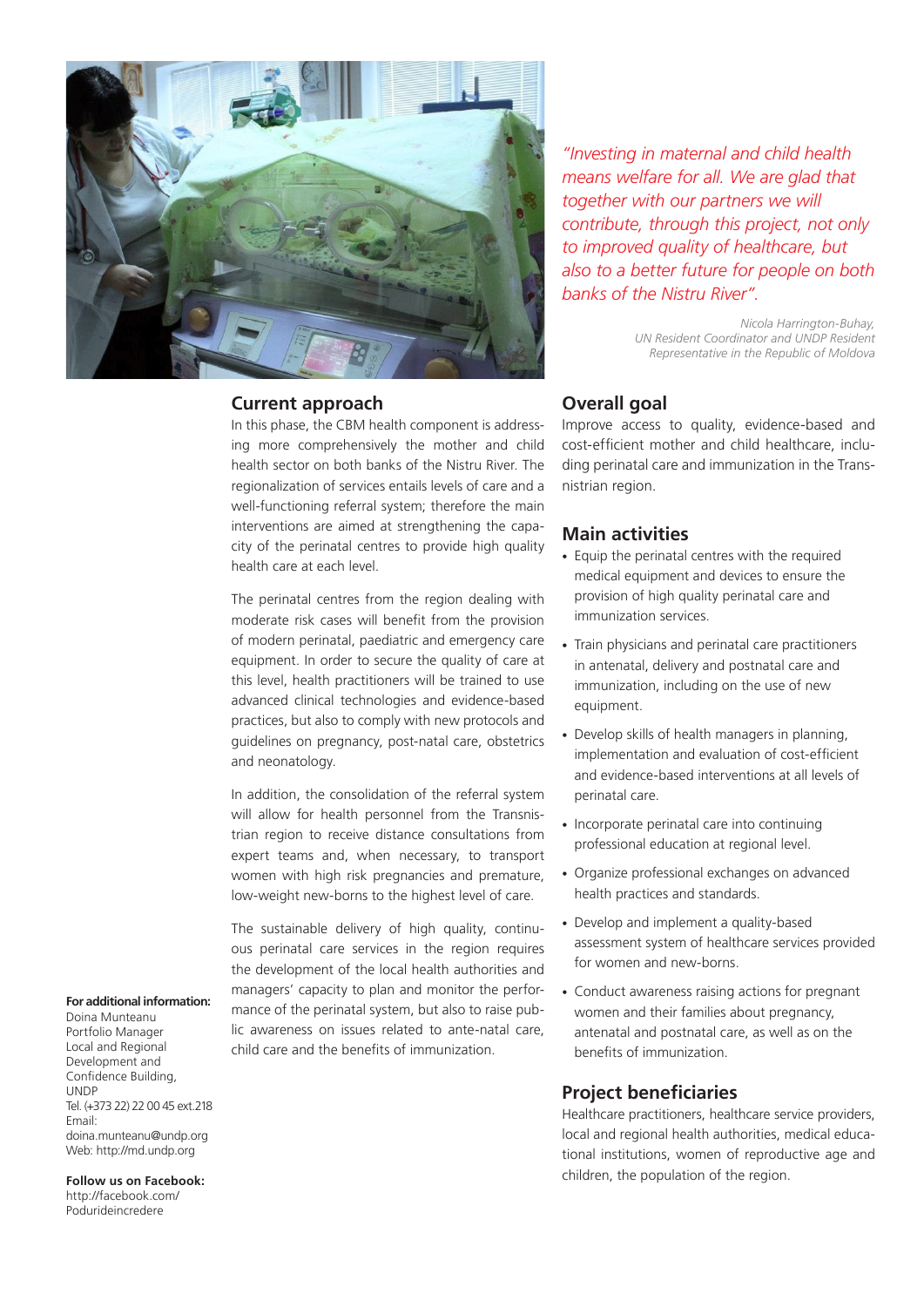*"Investing in maternal and child health means welfare for all. We are glad that together with our partners we will contribute, through this project, not only to improved quality of healthcare, but also to a better future for people on both banks of the Nistru River".*

*Nicola Harrington-Buhay, UN Resident Coordinator and UNDP Resident Representative in the Republic of Moldova*

## Current approach

In this phase, the CBM health component is addressing more comprehensively the mother and child health sector on both banks of the Nistru River. The regionalization of services entails levels of care and a well-functioning referral system; therefore the main interventions are aimed at strengthening the capacity of the perinatal centres to provide high quality health care at each level.

The perinatal centres from the region dealing with moderate risk cases will benefit from the provision of modern perinatal, paediatric and emergency care equipment. In order to secure the quality of care at this level, health practitioners will be trained to use advanced clinical technologies and evidence-based practices, but also to comply with new protocols and guidelines on pregnancy, post-natal care, obstetrics and neonatology.

In addition, the consolidation of the referral system will allow for health personnel from the Transnistrian region to receive distance consultations from expert teams and, when necessary, to transport women with high risk pregnancies and premature, low-weight new-borns to the highest level of care.

The sustainable delivery of high quality, continuous perinatal care services in the region requires the development of the local health authorities and managers' capacity to plan and monitor the performance of the perinatal system, but also to raise public awareness on issues related to ante-natal care, child care and the benefits of immunization.

## Overall goal

Improve access to quality, evidence-based and cost-efficient mother and child healthcare, including perinatal care and immunization in the Transnistrian region.

## Main activities

- Equip the perinatal centres with the required medical equipment and devices to ensure the provision of high quality perinatal care and immunization services.
- Train physicians and perinatal care practitioners in antenatal, delivery and postnatal care and immunization, including on the use of new equipment.
- Develop skills of health managers in planning, implementation and evaluation of cost-efficient and evidence-based interventions at all levels of perinatal care.
- Incorporate perinatal care into continuing professional education at regional level.
- Organize professional exchanges on advanced health practices and standards.
- Develop and implement a quality-based assessment system of healthcare services provided for women and new-borns.
- Conduct awareness raising actions for pregnant women and their families about pregnancy, antenatal and postnatal care, as well as on the benefits of immunization.

## Project beneficiaries

Healthcare practitioners, healthcare service providers, local and regional health authorities, medical educational institutions, women of reproductive age and children, the population of the region.

**For additional information:**
Doina Munteanu
Portfolio Manager
Local and Regional Development and Confidence Building, UNDP
Tel. (+373 22) 22 00 45 ext.218
Email: doina.munteanu@undp.org
Web: http://md.undp.org

**Follow us on Facebook:**
http://facebook.com/Podurideincredere